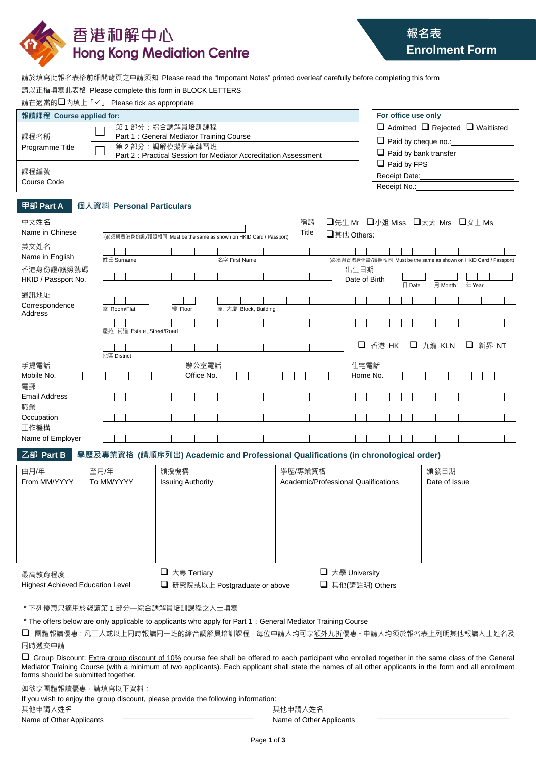# 香港和解中心 Hong Kong Mediation Centre

## 報名表 Enrolment Form

請於填寫此報名表格前細閱背頁之申請須知 Please read the "Important Notes" printed overleaf carefully before completing this form

請以正楷填寫此表格 Please complete this form in BLOCK LETTERS

請在適當的❑內填上「✓」 Please tick as appropriate

| 報讀課程 Course applied for: | |
|---|---|
| 課程名稱 Programme Title | ☐ 第 1 部分：綜合調解員培訓課程 Part 1：General Mediator Training Course<br>☐ 第 2 部分：調解模擬個案練習班 Part 2：Practical Session for Mediator Accreditation Assessment |
| 課程編號 Course Code | |

| For office use only |
|---|
| ❑ Admitted ❑ Rejected ❑ Waitlisted |
| ❑ Paid by cheque no.:\_\_\_\_\_\_\_\_\_\_\_\_ |
| ❑ Paid by bank transfer |
| ❑ Paid by FPS |
| Receipt Date:\_\_\_\_\_\_\_\_\_\_\_\_ |
| Receipt No.:\_\_\_\_\_\_\_\_\_\_\_\_ |

## 甲部 Part A 個人資料 Personal Particulars

中文姓名 Name in Chinese: \_\_\_\_\_\_\_\_\_\_\_\_ (必須與香港身份證/護照相同 Must be the same as shown on HKID Card / Passport)

稱謂 Title: ❑先生 Mr ❑小姐 Miss ❑太太 Mrs ❑女士 Ms ❑其他 Others:\_\_\_\_\_\_\_\_\_\_\_\_

英文姓名 Name in English: 姓氏 Surname \_\_\_\_\_\_ 名字 First Name \_\_\_\_\_\_ (必須與香港身份證/護照相同 Must be the same as shown on HKID Card / Passport)

香港身份證/護照號碼 HKID / Passport No.: \_\_\_\_\_\_\_\_\_\_\_\_

出生日期 Date of Birth: 日 Date \_\_\_ 月 Month \_\_\_ 年 Year \_\_\_

通訊地址 Correspondence Address:

室 Room/Flat \_\_\_ 樓 Floor \_\_\_ 座, 大廈 Block, Building \_\_\_\_\_\_

屋苑, 街道 Estate, Street/Road \_\_\_\_\_\_

地區 District \_\_\_\_\_\_ ❑ 香港 HK ❑ 九龍 KLN ❑ 新界 NT

手提電話 Mobile No.: \_\_\_\_\_\_ 辦公室電話 Office No.: \_\_\_\_\_\_ 住宅電話 Home No.: \_\_\_\_\_\_

電郵 Email Address: \_\_\_\_\_\_\_\_\_\_\_\_

職業 Occupation: \_\_\_\_\_\_\_\_\_\_\_\_

工作機構 Name of Employer: \_\_\_\_\_\_\_\_\_\_\_\_

## 乙部 Part B 學歷及專業資格 (請順序列出) Academic and Professional Qualifications (in chronological order)

| 由月/年 From MM/YYYY | 至月/年 To MM/YYYY | 頒授機構 Issuing Authority | 學歷/專業資格 Academic/Professional Qualifications | 頒發日期 Date of Issue |
|---|---|---|---|---|
| | | | | |

最高教育程度 Highest Achieved Education Level

❑ 大專 Tertiary ❑ 大學 University

❑ 研究院或以上 Postgraduate or above ❑ 其他(請註明) Others \_\_\_\_\_\_\_\_\_\_\_\_

\* 下列優惠只適用於報讀第 1 部分—綜合調解員培訓課程之人士填寫

\* The offers below are only applicable to applicants who apply for Part 1：General Mediator Training Course

❑ 團體報讀優惠：凡二人或以上同時報讀同一班的綜合調解員培訓課程，每位申請人均可享<u>額外九折</u>優惠。申請人均須於報名表上列明其他報讀人士姓名及同時遞交申請。

❑ Group Discount: <u>Extra group discount of 10%</u> course fee shall be offered to each participant who enrolled together in the same class of the General Mediator Training Course (with a minimum of two applicants). Each applicant shall state the names of all other applicants in the form and all enrollment forms should be submitted together.

如欲享團體報讀優惠，請填寫以下資料：

If you wish to enjoy the group discount, please provide the following information:

其他申請人姓名 Name of Other Applicants \_\_\_\_\_\_\_\_\_\_\_\_ 其他申請人姓名 Name of Other Applicants \_\_\_\_\_\_\_\_\_\_\_\_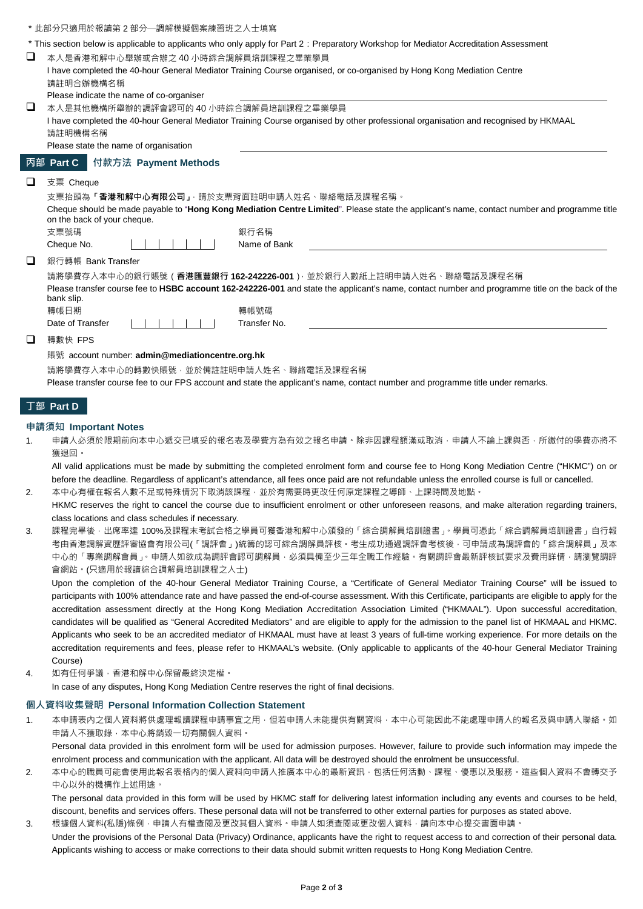\* 此部分只適用於報讀第 2 部分—調解模擬個案練習班之人士填寫

\* This section below is applicable to applicants who only apply for Part 2：Preparatory Workshop for Mediator Accreditation Assessment

- ☐ 本人是香港和解中心舉辦或合辦之 40 小時綜合調解員培訓課程之畢業學員
  I have completed the 40-hour General Mediator Training Course organised, or co-organised by Hong Kong Mediation Centre
  請註明合辦機構名稱
  Please indicate the name of co-organiser \_\_\_\_\_\_\_\_\_\_\_\_\_\_\_\_\_\_\_\_

- ☐ 本人是其他機構所舉辦的調評會認可的 40 小時綜合調解員培訓課程之畢業學員
  I have completed the 40-hour General Mediator Training Course organised by other professional organisation and recognised by HKMAAL
  請註明機構名稱
  Please state the name of organisation \_\_\_\_\_\_\_\_\_\_\_\_\_\_\_\_\_\_\_\_

## 丙部 Part C 付款方法 Payment Methods

- ☐ 支票 Cheque

  支票抬頭為**「香港和解中心有限公司」**，請於支票背面註明申請人姓名、聯絡電話及課程名稱。

  Cheque should be made payable to "**Hong Kong Mediation Centre Limited**". Please state the applicant's name, contact number and programme title on the back of your cheque.

  支票號碼 Cheque No. |  |  |  |  |  |  |  | 銀行名稱 Name of Bank \_\_\_\_\_\_\_\_\_\_\_\_\_\_\_\_\_\_\_\_

- ☐ 銀行轉帳 Bank Transfer

  請將學費存入本中心的銀行賬號（**香港匯豐銀行 162-242226-001**）, 並於銀行入數紙上註明申請人姓名、聯絡電話及課程名稱

  Please transfer course fee to **HSBC account 162-242226-001** and state the applicant's name, contact number and programme title on the back of the bank slip.

  轉帳日期 Date of Transfer |  |  |  |  |  |  |  | 轉帳號碼 Transfer No. \_\_\_\_\_\_\_\_\_\_\_\_\_\_\_\_\_\_\_\_

- ☐ 轉數快 FPS

  賬號 account number: **admin@mediationcentre.org.hk**

  請將學費存入本中心的轉數快賬號，並於備註註明申請人姓名、聯絡電話及課程名稱

  Please transfer course fee to our FPS account and state the applicant's name, contact number and programme title under remarks.

## 丁部 Part D

### 申請須知 Important Notes

1. 申請人必須於限期前向本中心遞交已填妥的報名表及學費方為有效之報名申請。除非因課程額滿或取消，申請人不論上課與否，所繳付的學費亦將不獲退回。

   All valid applications must be made by submitting the completed enrolment form and course fee to Hong Kong Mediation Centre ("HKMC") on or before the deadline. Regardless of applicant's attendance, all fees once paid are not refundable unless the enrolled course is full or cancelled.

2. 本中心有權在報名人數不足或特殊情況下取消該課程，並於有需要時更改任何原定課程之導師、上課時間及地點。

   HKMC reserves the right to cancel the course due to insufficient enrolment or other unforeseen reasons, and make alteration regarding trainers, class locations and class schedules if necessary.

3. 課程完畢後，出席率達 100%及課程末考試合格之學員可獲香港和解中心頒發的「綜合調解員培訓證書」。學員可憑此「綜合調解員培訓證書」自行報考由香港調解資歷評審協會有限公司(「調評會」)統籌的認可綜合調解員評核。考生成功通過調評會考核後，可申請成為調評會的「綜合調解員」及本中心的「專業調解會員」。申請人如欲成為調評會認可調解員，必須具備至少三年全職工作經驗。有關調評會最新評核試要求及費用詳情，請瀏覽調評會網站。(只適用於報讀綜合調解員培訓課程之人士)

   Upon the completion of the 40-hour General Mediator Training Course, a "Certificate of General Mediator Training Course" will be issued to participants with 100% attendance rate and have passed the end-of-course assessment. With this Certificate, participants are eligible to apply for the accreditation assessment directly at the Hong Kong Mediation Accreditation Association Limited ("HKMAAL"). Upon successful accreditation, candidates will be qualified as "General Accredited Mediators" and are eligible to apply for the admission to the panel list of HKMAAL and HKMC. Applicants who seek to be an accredited mediator of HKMAAL must have at least 3 years of full-time working experience. For more details on the accreditation requirements and fees, please refer to HKMAAL's website. (Only applicable to applicants of the 40-hour General Mediator Training Course)

4. 如有任何爭議，香港和解中心保留最終決定權。

   In case of any disputes, Hong Kong Mediation Centre reserves the right of final decisions.

### 個人資料收集聲明 Personal Information Collection Statement

1. 本申請表內之個人資料將供處理報讀課程申請事宜之用，但若申請人未能提供有關資料，本中心可能因此不能處理申請人的報名及與申請人聯絡。如申請人不獲取錄，本中心將銷毀一切有關個人資料。

   Personal data provided in this enrolment form will be used for admission purposes. However, failure to provide such information may impede the enrolment process and communication with the applicant. All data will be destroyed should the enrolment be unsuccessful.

2. 本中心的職員可能會使用此報名表格內的個人資料向申請人推廣本中心的最新資訊，包括任何活動、課程、優惠以及服務。這些個人資料不會轉交予中心以外的機構作上述用途。

   The personal data provided in this form will be used by HKMC staff for delivering latest information including any events and courses to be held, discount, benefits and services offers. These personal data will not be transferred to other external parties for purposes as stated above.

3. 根據個人資料(私隱)條例，申請人有權查閱及更改其個人資料。申請人如須查閱或更改個人資料，請向本中心提交書面申請。

   Under the provisions of the Personal Data (Privacy) Ordinance, applicants have the right to request access to and correction of their personal data. Applicants wishing to access or make corrections to their data should submit written requests to Hong Kong Mediation Centre.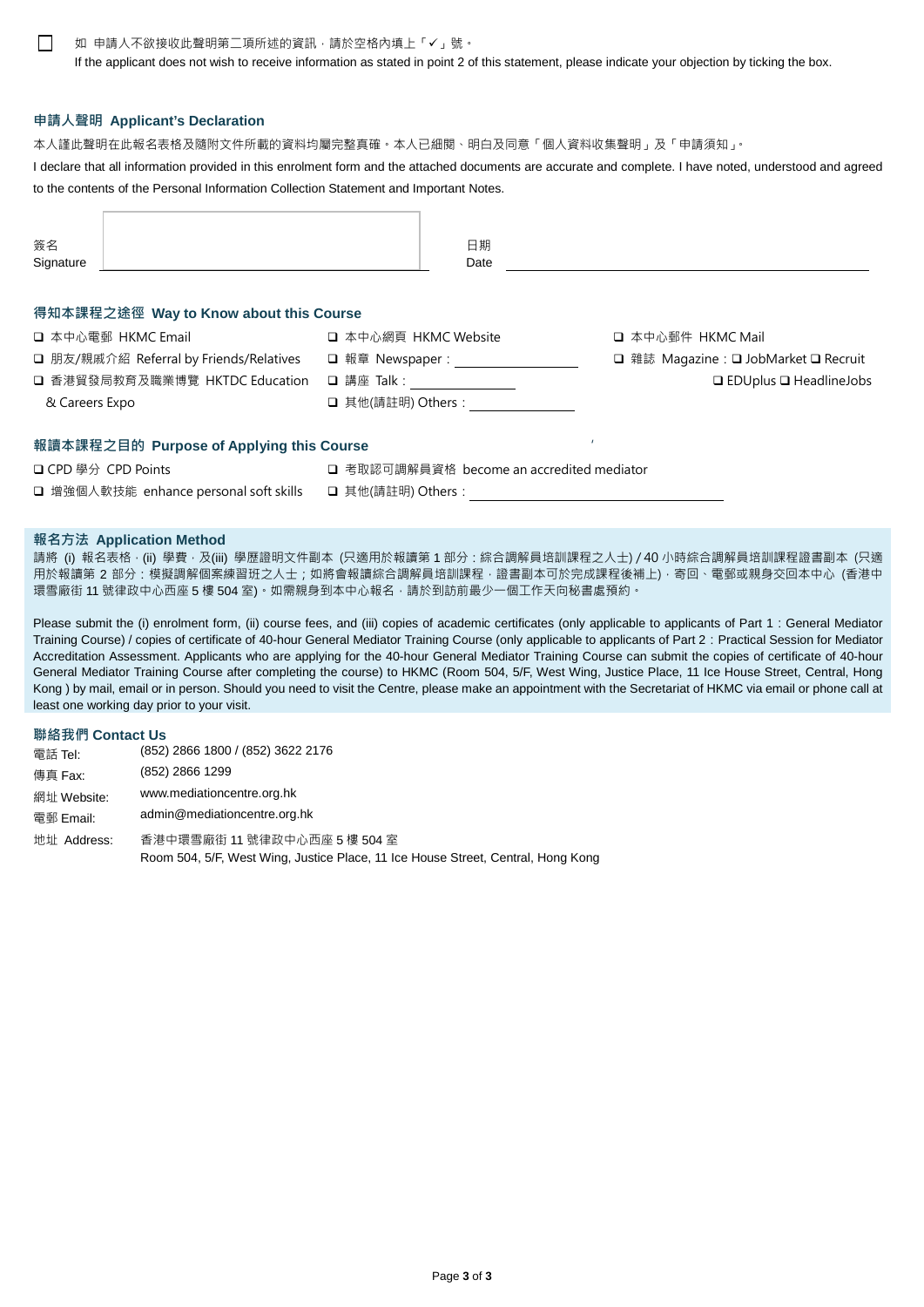☐ 如 申請人不欲接收此聲明第二項所述的資訊，請於空格內填上「✓」號。

If the applicant does not wish to receive information as stated in point 2 of this statement, please indicate your objection by ticking the box.

**申請人聲明 Applicant's Declaration**

本人謹此聲明在此報名表格及隨附文件所載的資料均屬完整真確。本人已細閱、明白及同意「個人資料收集聲明」及「申請須知」。

I declare that all information provided in this enrolment form and the attached documents are accurate and complete. I have noted, understood and agreed to the contents of the Personal Information Collection Statement and Important Notes.

簽名 Signature ______________________ 日期 Date ______________________

**得知本課程之途徑 Way to Know about this Course**

❑ 本中心電郵 HKMC Email
❑ 本中心網頁 HKMC Website
❑ 本中心郵件 HKMC Mail
❑ 朋友/親戚介紹 Referral by Friends/Relatives
❑ 報章 Newspaper：__________
❑ 雜誌 Magazine：❑ JobMarket ❑ Recruit ❑ EDUplus ❑ HeadlineJobs
❑ 香港貿發局教育及職業博覽 HKTDC Education & Careers Expo
❑ 講座 Talk：__________
❑ 其他(請註明) Others：__________

**報讀本課程之目的 Purpose of Applying this Course**

❑ CPD 學分 CPD Points
❑ 考取認可調解員資格 become an accredited mediator
❑ 增強個人軟技能 enhance personal soft skills
❑ 其他(請註明) Others：__________

**報名方法 Application Method**

請將 (i) 報名表格，(ii) 學費，及(iii) 學歷證明文件副本 (只適用於報讀第 1 部分：綜合調解員培訓課程之人士) / 40 小時綜合調解員培訓課程證書副本 (只適用於報讀第 2 部分：模擬調解個案練習班之人士；如將會報讀綜合調解員培訓課程，證書副本可於完成課程後補上)，寄回、電郵或親身交回本中心 (香港中環雪廠街 11 號律政中心西座 5 樓 504 室)。如需親身到本中心報名，請於到訪前最少一個工作天向秘書處預約。

Please submit the (i) enrolment form, (ii) course fees, and (iii) copies of academic certificates (only applicable to applicants of Part 1 : General Mediator Training Course) / copies of certificate of 40-hour General Mediator Training Course (only applicable to applicants of Part 2 : Practical Session for Mediator Accreditation Assessment. Applicants who are applying for the 40-hour General Mediator Training Course can submit the copies of certificate of 40-hour General Mediator Training Course after completing the course) to HKMC (Room 504, 5/F, West Wing, Justice Place, 11 Ice House Street, Central, Hong Kong ) by mail, email or in person. Should you need to visit the Centre, please make an appointment with the Secretariat of HKMC via email or phone call at least one working day prior to your visit.

**聯絡我們 Contact Us**

電話 Tel: (852) 2866 1800 / (852) 3622 2176
傳真 Fax: (852) 2866 1299
網址 Website: www.mediationcentre.org.hk
電郵 Email: admin@mediationcentre.org.hk
地址 Address: 香港中環雪廠街 11 號律政中心西座 5 樓 504 室
Room 504, 5/F, West Wing, Justice Place, 11 Ice House Street, Central, Hong Kong